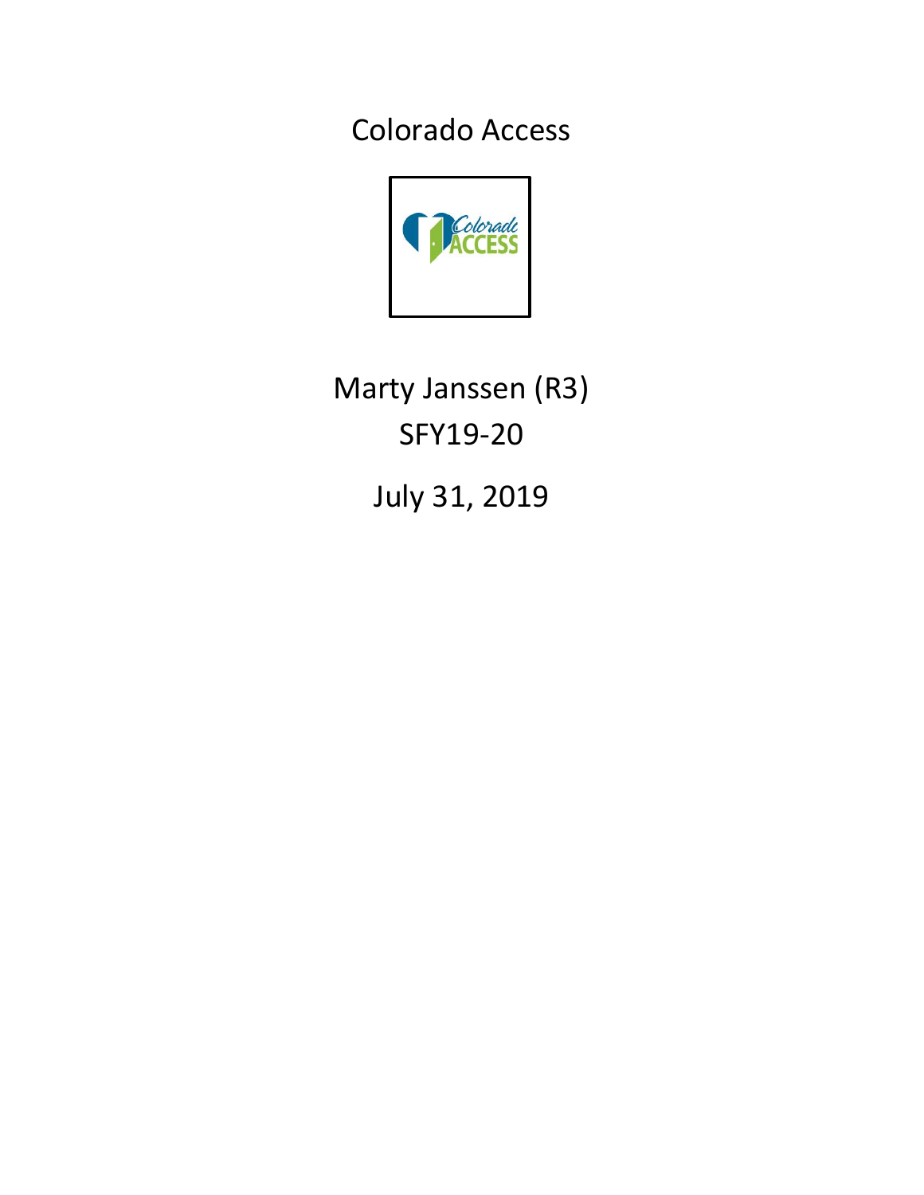# Colorado Access

Marty Janssen (R3)

SFY19-20

July 31, 2019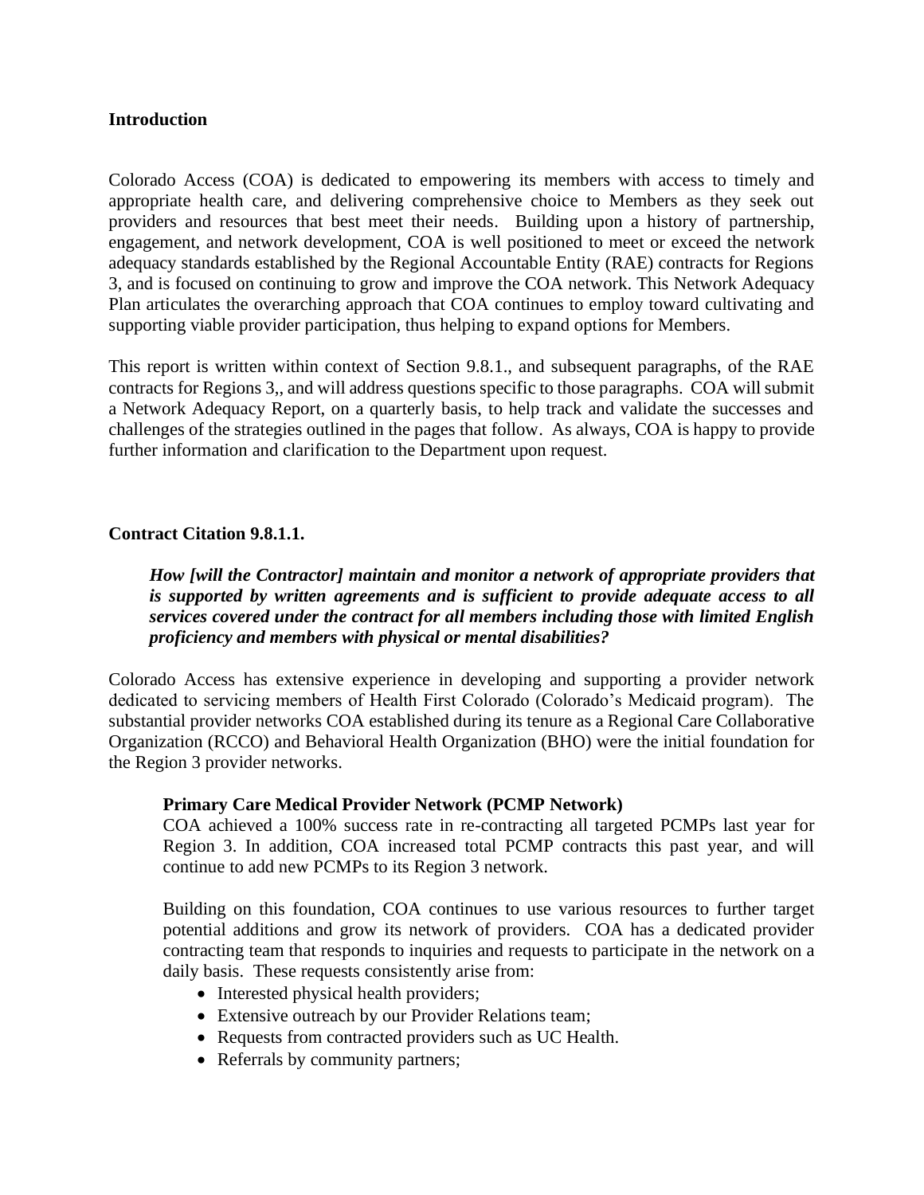**Introduction**

Colorado Access (COA) is dedicated to empowering its members with access to timely and appropriate health care, and delivering comprehensive choice to Members as they seek out providers and resources that best meet their needs. Building upon a history of partnership, engagement, and network development, COA is well positioned to meet or exceed the network adequacy standards established by the Regional Accountable Entity (RAE) contracts for Regions 3, and is focused on continuing to grow and improve the COA network. This Network Adequacy Plan articulates the overarching approach that COA continues to employ toward cultivating and supporting viable provider participation, thus helping to expand options for Members.

This report is written within context of Section 9.8.1., and subsequent paragraphs, of the RAE contracts for Regions 3,, and will address questions specific to those paragraphs. COA will submit a Network Adequacy Report, on a quarterly basis, to help track and validate the successes and challenges of the strategies outlined in the pages that follow. As always, COA is happy to provide further information and clarification to the Department upon request.

**Contract Citation 9.8.1.1.**

> ***How [will the Contractor] maintain and monitor a network of appropriate providers that is supported by written agreements and is sufficient to provide adequate access to all services covered under the contract for all members including those with limited English proficiency and members with physical or mental disabilities?***

Colorado Access has extensive experience in developing and supporting a provider network dedicated to servicing members of Health First Colorado (Colorado's Medicaid program). The substantial provider networks COA established during its tenure as a Regional Care Collaborative Organization (RCCO) and Behavioral Health Organization (BHO) were the initial foundation for the Region 3 provider networks.

**Primary Care Medical Provider Network (PCMP Network)**

COA achieved a 100% success rate in re-contracting all targeted PCMPs last year for Region 3. In addition, COA increased total PCMP contracts this past year, and will continue to add new PCMPs to its Region 3 network.

Building on this foundation, COA continues to use various resources to further target potential additions and grow its network of providers. COA has a dedicated provider contracting team that responds to inquiries and requests to participate in the network on a daily basis. These requests consistently arise from:

- Interested physical health providers;
- Extensive outreach by our Provider Relations team;
- Requests from contracted providers such as UC Health.
- Referrals by community partners;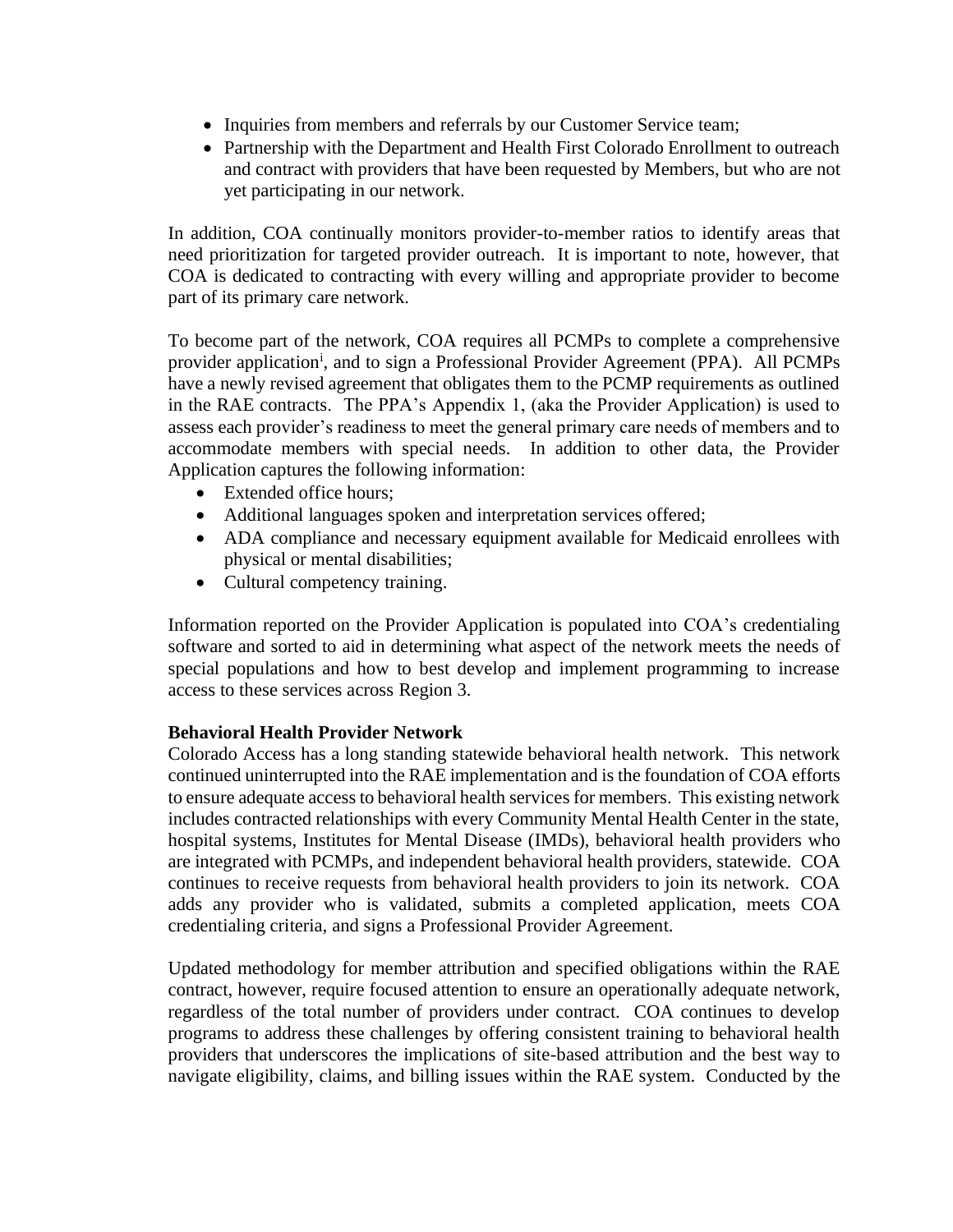- Inquiries from members and referrals by our Customer Service team;
- Partnership with the Department and Health First Colorado Enrollment to outreach and contract with providers that have been requested by Members, but who are not yet participating in our network.

In addition, COA continually monitors provider-to-member ratios to identify areas that need prioritization for targeted provider outreach. It is important to note, however, that COA is dedicated to contracting with every willing and appropriate provider to become part of its primary care network.

To become part of the network, COA requires all PCMPs to complete a comprehensive provider application[i], and to sign a Professional Provider Agreement (PPA). All PCMPs have a newly revised agreement that obligates them to the PCMP requirements as outlined in the RAE contracts. The PPA's Appendix 1, (aka the Provider Application) is used to assess each provider's readiness to meet the general primary care needs of members and to accommodate members with special needs. In addition to other data, the Provider Application captures the following information:

- Extended office hours;
- Additional languages spoken and interpretation services offered;
- ADA compliance and necessary equipment available for Medicaid enrollees with physical or mental disabilities;
- Cultural competency training.

Information reported on the Provider Application is populated into COA's credentialing software and sorted to aid in determining what aspect of the network meets the needs of special populations and how to best develop and implement programming to increase access to these services across Region 3.

**Behavioral Health Provider Network**

Colorado Access has a long standing statewide behavioral health network. This network continued uninterrupted into the RAE implementation and is the foundation of COA efforts to ensure adequate access to behavioral health services for members. This existing network includes contracted relationships with every Community Mental Health Center in the state, hospital systems, Institutes for Mental Disease (IMDs), behavioral health providers who are integrated with PCMPs, and independent behavioral health providers, statewide. COA continues to receive requests from behavioral health providers to join its network. COA adds any provider who is validated, submits a completed application, meets COA credentialing criteria, and signs a Professional Provider Agreement.

Updated methodology for member attribution and specified obligations within the RAE contract, however, require focused attention to ensure an operationally adequate network, regardless of the total number of providers under contract. COA continues to develop programs to address these challenges by offering consistent training to behavioral health providers that underscores the implications of site-based attribution and the best way to navigate eligibility, claims, and billing issues within the RAE system. Conducted by the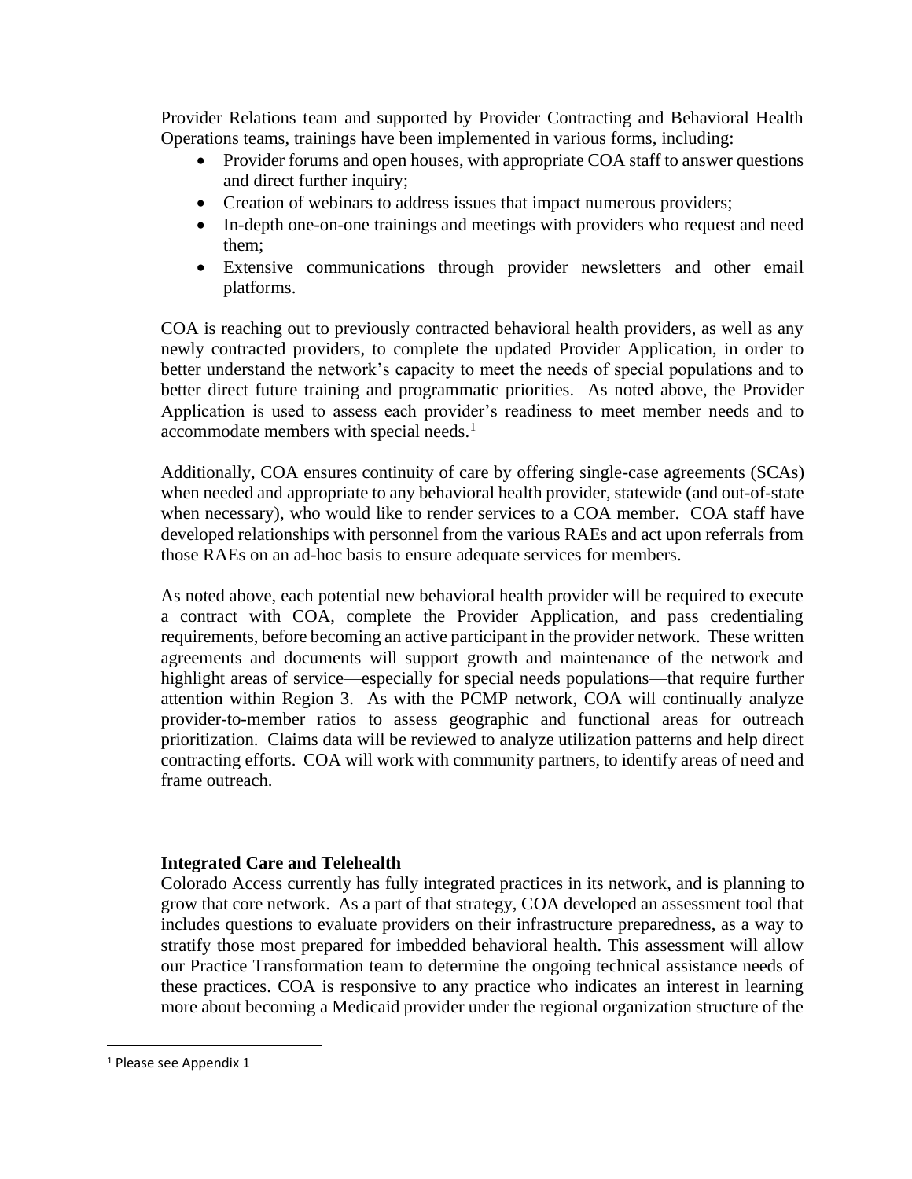Provider Relations team and supported by Provider Contracting and Behavioral Health Operations teams, trainings have been implemented in various forms, including:

- Provider forums and open houses, with appropriate COA staff to answer questions and direct further inquiry;
- Creation of webinars to address issues that impact numerous providers;
- In-depth one-on-one trainings and meetings with providers who request and need them;
- Extensive communications through provider newsletters and other email platforms.

COA is reaching out to previously contracted behavioral health providers, as well as any newly contracted providers, to complete the updated Provider Application, in order to better understand the network's capacity to meet the needs of special populations and to better direct future training and programmatic priorities. As noted above, the Provider Application is used to assess each provider's readiness to meet member needs and to accommodate members with special needs.[1]

Additionally, COA ensures continuity of care by offering single-case agreements (SCAs) when needed and appropriate to any behavioral health provider, statewide (and out-of-state when necessary), who would like to render services to a COA member. COA staff have developed relationships with personnel from the various RAEs and act upon referrals from those RAEs on an ad-hoc basis to ensure adequate services for members.

As noted above, each potential new behavioral health provider will be required to execute a contract with COA, complete the Provider Application, and pass credentialing requirements, before becoming an active participant in the provider network. These written agreements and documents will support growth and maintenance of the network and highlight areas of service—especially for special needs populations—that require further attention within Region 3. As with the PCMP network, COA will continually analyze provider-to-member ratios to assess geographic and functional areas for outreach prioritization. Claims data will be reviewed to analyze utilization patterns and help direct contracting efforts. COA will work with community partners, to identify areas of need and frame outreach.

**Integrated Care and Telehealth**

Colorado Access currently has fully integrated practices in its network, and is planning to grow that core network. As a part of that strategy, COA developed an assessment tool that includes questions to evaluate providers on their infrastructure preparedness, as a way to stratify those most prepared for imbedded behavioral health. This assessment will allow our Practice Transformation team to determine the ongoing technical assistance needs of these practices. COA is responsive to any practice who indicates an interest in learning more about becoming a Medicaid provider under the regional organization structure of the

[1] Please see Appendix 1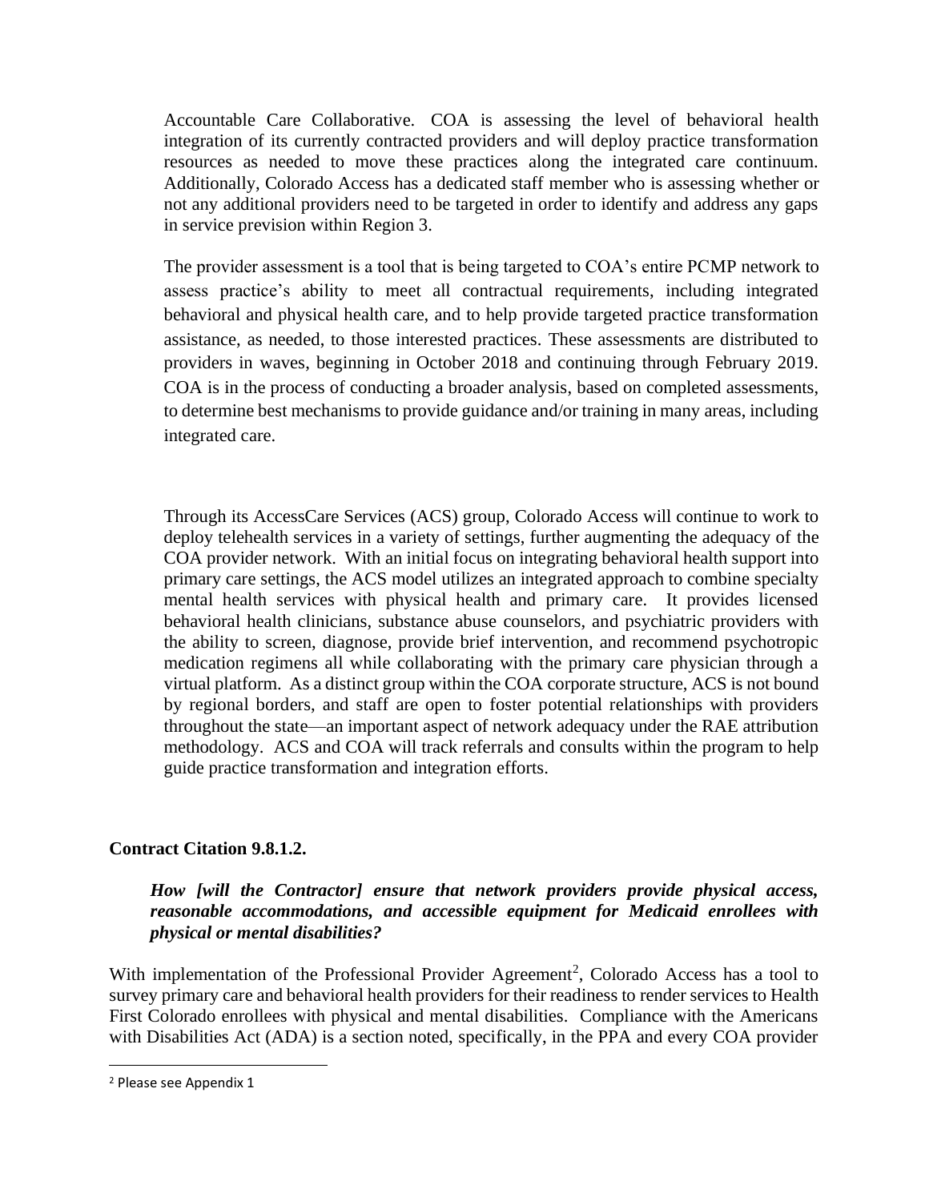Accountable Care Collaborative. COA is assessing the level of behavioral health integration of its currently contracted providers and will deploy practice transformation resources as needed to move these practices along the integrated care continuum. Additionally, Colorado Access has a dedicated staff member who is assessing whether or not any additional providers need to be targeted in order to identify and address any gaps in service prevision within Region 3.

The provider assessment is a tool that is being targeted to COA's entire PCMP network to assess practice's ability to meet all contractual requirements, including integrated behavioral and physical health care, and to help provide targeted practice transformation assistance, as needed, to those interested practices. These assessments are distributed to providers in waves, beginning in October 2018 and continuing through February 2019. COA is in the process of conducting a broader analysis, based on completed assessments, to determine best mechanisms to provide guidance and/or training in many areas, including integrated care.

Through its AccessCare Services (ACS) group, Colorado Access will continue to work to deploy telehealth services in a variety of settings, further augmenting the adequacy of the COA provider network. With an initial focus on integrating behavioral health support into primary care settings, the ACS model utilizes an integrated approach to combine specialty mental health services with physical health and primary care. It provides licensed behavioral health clinicians, substance abuse counselors, and psychiatric providers with the ability to screen, diagnose, provide brief intervention, and recommend psychotropic medication regimens all while collaborating with the primary care physician through a virtual platform. As a distinct group within the COA corporate structure, ACS is not bound by regional borders, and staff are open to foster potential relationships with providers throughout the state—an important aspect of network adequacy under the RAE attribution methodology. ACS and COA will track referrals and consults within the program to help guide practice transformation and integration efforts.

**Contract Citation 9.8.1.2.**

***How [will the Contractor] ensure that network providers provide physical access, reasonable accommodations, and accessible equipment for Medicaid enrollees with physical or mental disabilities?***

With implementation of the Professional Provider Agreement[2], Colorado Access has a tool to survey primary care and behavioral health providers for their readiness to render services to Health First Colorado enrollees with physical and mental disabilities. Compliance with the Americans with Disabilities Act (ADA) is a section noted, specifically, in the PPA and every COA provider

[2] Please see Appendix 1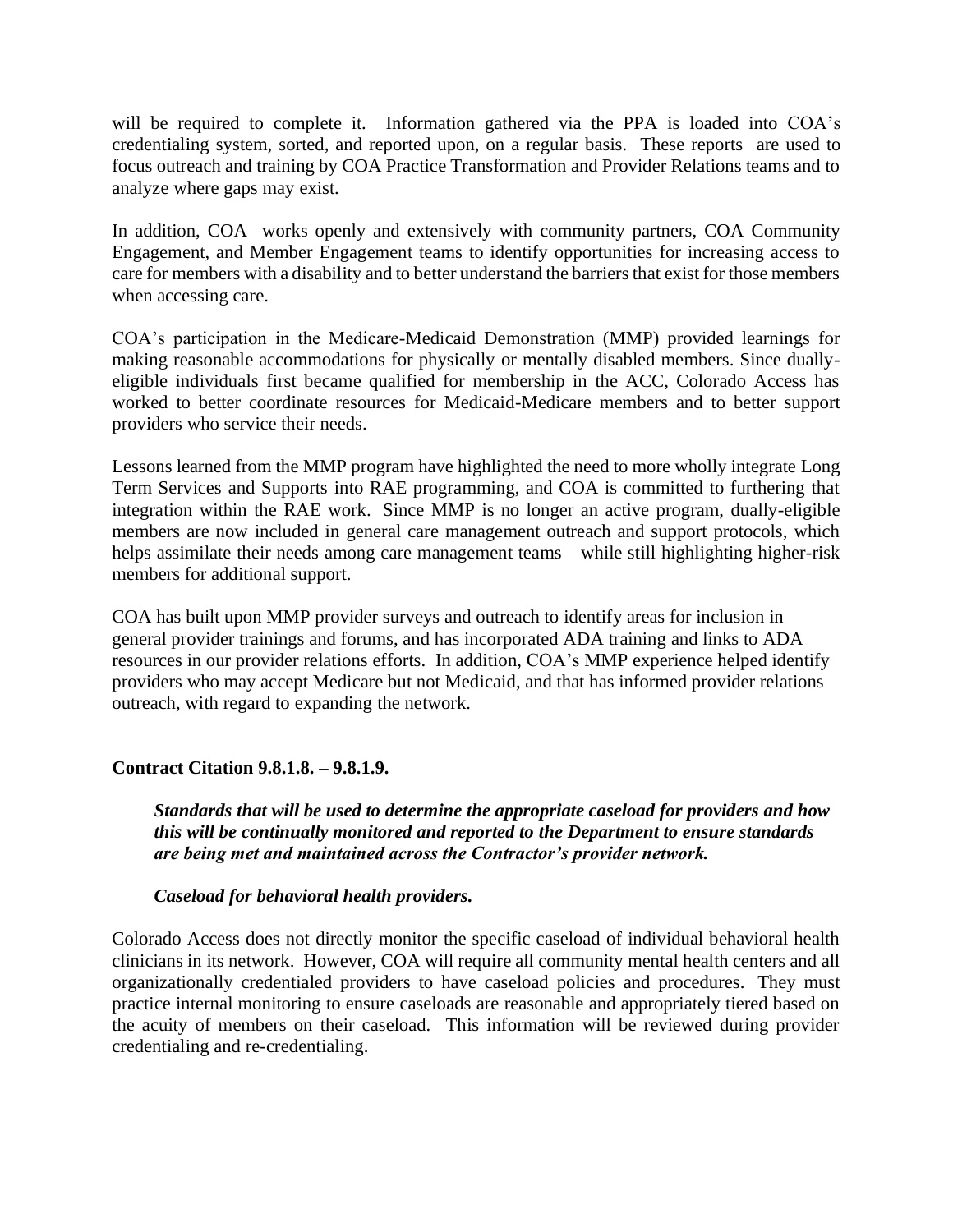will be required to complete it. Information gathered via the PPA is loaded into COA's credentialing system, sorted, and reported upon, on a regular basis. These reports are used to focus outreach and training by COA Practice Transformation and Provider Relations teams and to analyze where gaps may exist.

In addition, COA works openly and extensively with community partners, COA Community Engagement, and Member Engagement teams to identify opportunities for increasing access to care for members with a disability and to better understand the barriers that exist for those members when accessing care.

COA's participation in the Medicare-Medicaid Demonstration (MMP) provided learnings for making reasonable accommodations for physically or mentally disabled members. Since dually-eligible individuals first became qualified for membership in the ACC, Colorado Access has worked to better coordinate resources for Medicaid-Medicare members and to better support providers who service their needs.

Lessons learned from the MMP program have highlighted the need to more wholly integrate Long Term Services and Supports into RAE programming, and COA is committed to furthering that integration within the RAE work. Since MMP is no longer an active program, dually-eligible members are now included in general care management outreach and support protocols, which helps assimilate their needs among care management teams—while still highlighting higher-risk members for additional support.

COA has built upon MMP provider surveys and outreach to identify areas for inclusion in general provider trainings and forums, and has incorporated ADA training and links to ADA resources in our provider relations efforts. In addition, COA's MMP experience helped identify providers who may accept Medicare but not Medicaid, and that has informed provider relations outreach, with regard to expanding the network.

**Contract Citation 9.8.1.8. – 9.8.1.9.**

***Standards that will be used to determine the appropriate caseload for providers and how this will be continually monitored and reported to the Department to ensure standards are being met and maintained across the Contractor's provider network.***

***Caseload for behavioral health providers.***

Colorado Access does not directly monitor the specific caseload of individual behavioral health clinicians in its network. However, COA will require all community mental health centers and all organizationally credentialed providers to have caseload policies and procedures. They must practice internal monitoring to ensure caseloads are reasonable and appropriately tiered based on the acuity of members on their caseload. This information will be reviewed during provider credentialing and re-credentialing.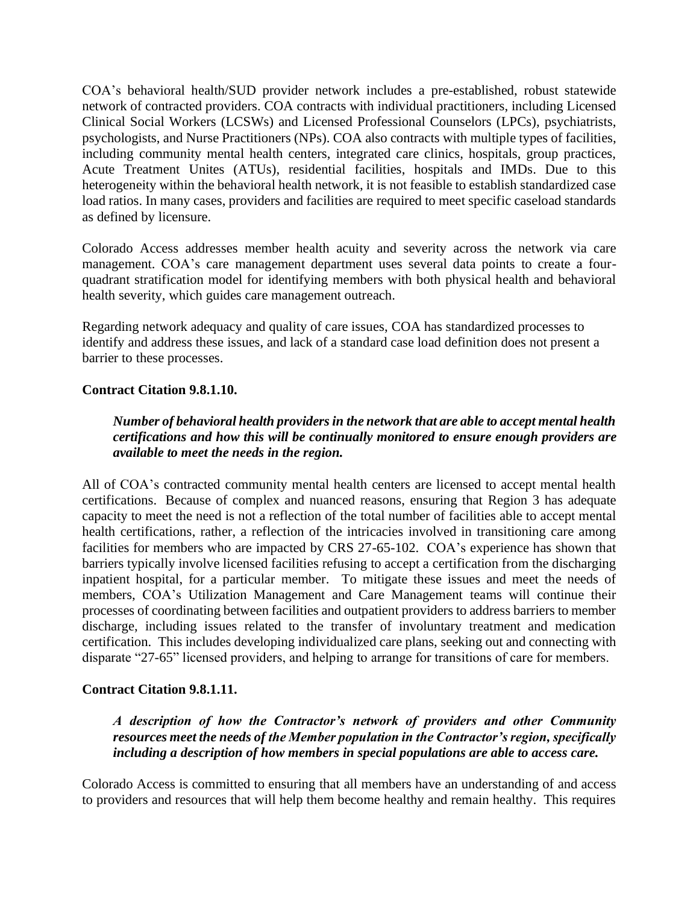COA's behavioral health/SUD provider network includes a pre-established, robust statewide network of contracted providers. COA contracts with individual practitioners, including Licensed Clinical Social Workers (LCSWs) and Licensed Professional Counselors (LPCs), psychiatrists, psychologists, and Nurse Practitioners (NPs). COA also contracts with multiple types of facilities, including community mental health centers, integrated care clinics, hospitals, group practices, Acute Treatment Unites (ATUs), residential facilities, hospitals and IMDs. Due to this heterogeneity within the behavioral health network, it is not feasible to establish standardized case load ratios. In many cases, providers and facilities are required to meet specific caseload standards as defined by licensure.

Colorado Access addresses member health acuity and severity across the network via care management. COA's care management department uses several data points to create a four-quadrant stratification model for identifying members with both physical health and behavioral health severity, which guides care management outreach.

Regarding network adequacy and quality of care issues, COA has standardized processes to identify and address these issues, and lack of a standard case load definition does not present a barrier to these processes.

**Contract Citation 9.8.1.10.**

> ***Number of behavioral health providers in the network that are able to accept mental health certifications and how this will be continually monitored to ensure enough providers are available to meet the needs in the region.***

All of COA's contracted community mental health centers are licensed to accept mental health certifications. Because of complex and nuanced reasons, ensuring that Region 3 has adequate capacity to meet the need is not a reflection of the total number of facilities able to accept mental health certifications, rather, a reflection of the intricacies involved in transitioning care among facilities for members who are impacted by CRS 27-65-102. COA's experience has shown that barriers typically involve licensed facilities refusing to accept a certification from the discharging inpatient hospital, for a particular member. To mitigate these issues and meet the needs of members, COA's Utilization Management and Care Management teams will continue their processes of coordinating between facilities and outpatient providers to address barriers to member discharge, including issues related to the transfer of involuntary treatment and medication certification. This includes developing individualized care plans, seeking out and connecting with disparate "27-65" licensed providers, and helping to arrange for transitions of care for members.

**Contract Citation 9.8.1.11.**

> ***A description of how the Contractor's network of providers and other Community resources meet the needs of the Member population in the Contractor's region, specifically including a description of how members in special populations are able to access care.***

Colorado Access is committed to ensuring that all members have an understanding of and access to providers and resources that will help them become healthy and remain healthy. This requires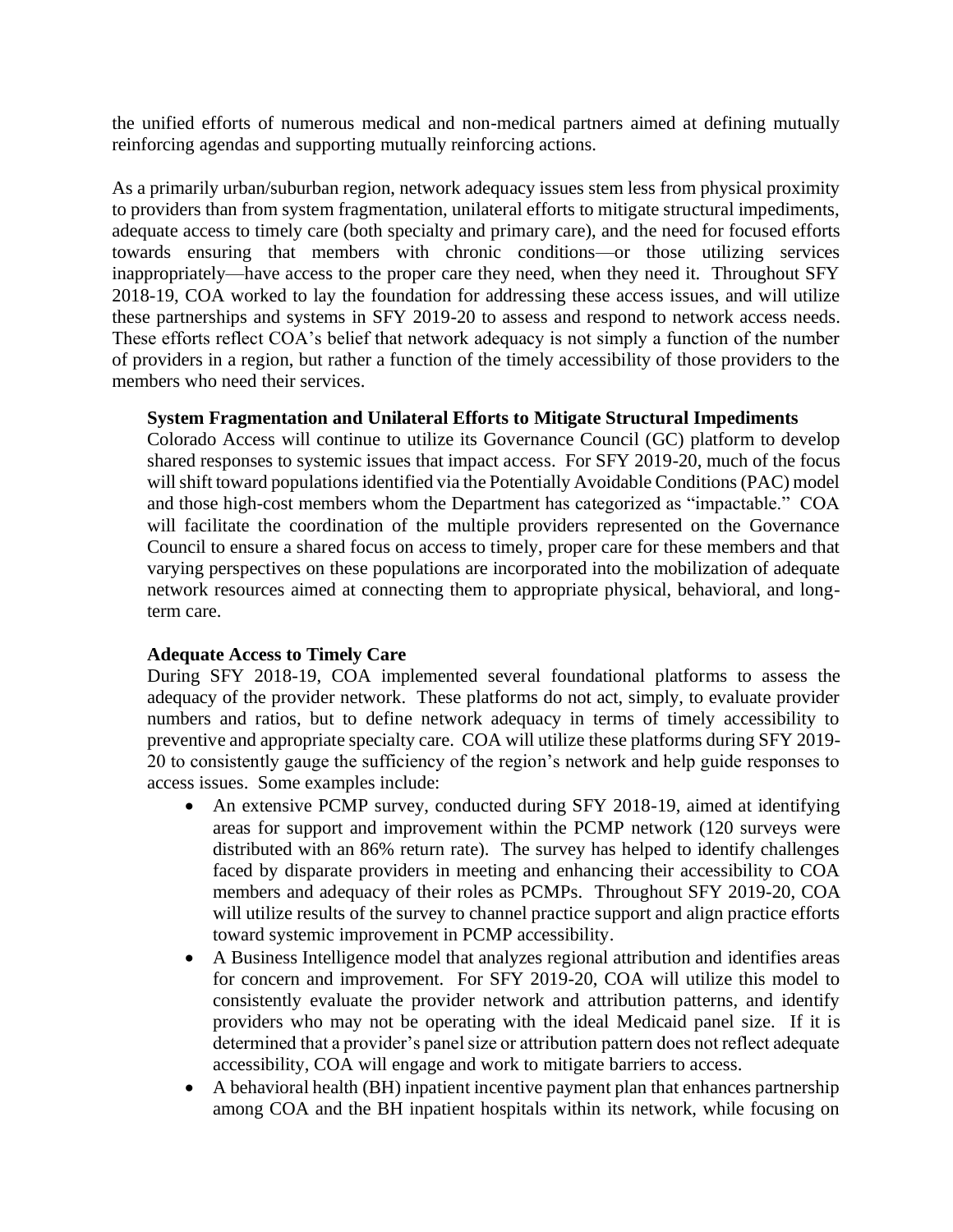the unified efforts of numerous medical and non-medical partners aimed at defining mutually reinforcing agendas and supporting mutually reinforcing actions.

As a primarily urban/suburban region, network adequacy issues stem less from physical proximity to providers than from system fragmentation, unilateral efforts to mitigate structural impediments, adequate access to timely care (both specialty and primary care), and the need for focused efforts towards ensuring that members with chronic conditions—or those utilizing services inappropriately—have access to the proper care they need, when they need it. Throughout SFY 2018-19, COA worked to lay the foundation for addressing these access issues, and will utilize these partnerships and systems in SFY 2019-20 to assess and respond to network access needs. These efforts reflect COA's belief that network adequacy is not simply a function of the number of providers in a region, but rather a function of the timely accessibility of those providers to the members who need their services.

**System Fragmentation and Unilateral Efforts to Mitigate Structural Impediments**

Colorado Access will continue to utilize its Governance Council (GC) platform to develop shared responses to systemic issues that impact access. For SFY 2019-20, much of the focus will shift toward populations identified via the Potentially Avoidable Conditions (PAC) model and those high-cost members whom the Department has categorized as "impactable." COA will facilitate the coordination of the multiple providers represented on the Governance Council to ensure a shared focus on access to timely, proper care for these members and that varying perspectives on these populations are incorporated into the mobilization of adequate network resources aimed at connecting them to appropriate physical, behavioral, and long-term care.

**Adequate Access to Timely Care**

During SFY 2018-19, COA implemented several foundational platforms to assess the adequacy of the provider network. These platforms do not act, simply, to evaluate provider numbers and ratios, but to define network adequacy in terms of timely accessibility to preventive and appropriate specialty care. COA will utilize these platforms during SFY 2019-20 to consistently gauge the sufficiency of the region's network and help guide responses to access issues. Some examples include:

- An extensive PCMP survey, conducted during SFY 2018-19, aimed at identifying areas for support and improvement within the PCMP network (120 surveys were distributed with an 86% return rate). The survey has helped to identify challenges faced by disparate providers in meeting and enhancing their accessibility to COA members and adequacy of their roles as PCMPs. Throughout SFY 2019-20, COA will utilize results of the survey to channel practice support and align practice efforts toward systemic improvement in PCMP accessibility.
- A Business Intelligence model that analyzes regional attribution and identifies areas for concern and improvement. For SFY 2019-20, COA will utilize this model to consistently evaluate the provider network and attribution patterns, and identify providers who may not be operating with the ideal Medicaid panel size. If it is determined that a provider's panel size or attribution pattern does not reflect adequate accessibility, COA will engage and work to mitigate barriers to access.
- A behavioral health (BH) inpatient incentive payment plan that enhances partnership among COA and the BH inpatient hospitals within its network, while focusing on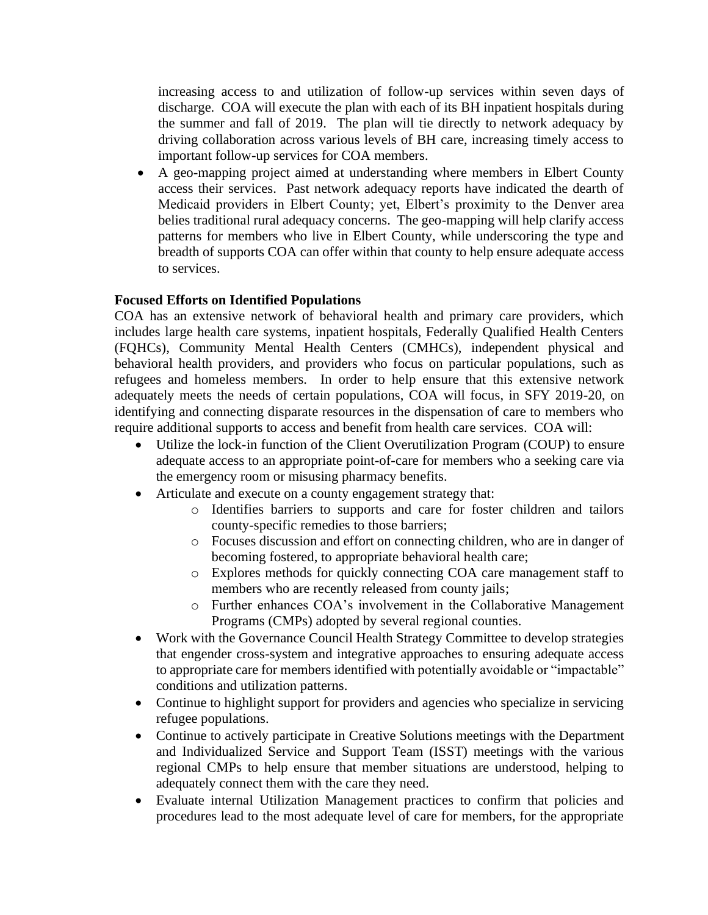increasing access to and utilization of follow-up services within seven days of discharge. COA will execute the plan with each of its BH inpatient hospitals during the summer and fall of 2019. The plan will tie directly to network adequacy by driving collaboration across various levels of BH care, increasing timely access to important follow-up services for COA members.

- A geo-mapping project aimed at understanding where members in Elbert County access their services. Past network adequacy reports have indicated the dearth of Medicaid providers in Elbert County; yet, Elbert's proximity to the Denver area belies traditional rural adequacy concerns. The geo-mapping will help clarify access patterns for members who live in Elbert County, while underscoring the type and breadth of supports COA can offer within that county to help ensure adequate access to services.

**Focused Efforts on Identified Populations**

COA has an extensive network of behavioral health and primary care providers, which includes large health care systems, inpatient hospitals, Federally Qualified Health Centers (FQHCs), Community Mental Health Centers (CMHCs), independent physical and behavioral health providers, and providers who focus on particular populations, such as refugees and homeless members. In order to help ensure that this extensive network adequately meets the needs of certain populations, COA will focus, in SFY 2019-20, on identifying and connecting disparate resources in the dispensation of care to members who require additional supports to access and benefit from health care services. COA will:

- Utilize the lock-in function of the Client Overutilization Program (COUP) to ensure adequate access to an appropriate point-of-care for members who a seeking care via the emergency room or misusing pharmacy benefits.
- Articulate and execute on a county engagement strategy that:
  - Identifies barriers to supports and care for foster children and tailors county-specific remedies to those barriers;
  - Focuses discussion and effort on connecting children, who are in danger of becoming fostered, to appropriate behavioral health care;
  - Explores methods for quickly connecting COA care management staff to members who are recently released from county jails;
  - Further enhances COA's involvement in the Collaborative Management Programs (CMPs) adopted by several regional counties.
- Work with the Governance Council Health Strategy Committee to develop strategies that engender cross-system and integrative approaches to ensuring adequate access to appropriate care for members identified with potentially avoidable or "impactable" conditions and utilization patterns.
- Continue to highlight support for providers and agencies who specialize in servicing refugee populations.
- Continue to actively participate in Creative Solutions meetings with the Department and Individualized Service and Support Team (ISST) meetings with the various regional CMPs to help ensure that member situations are understood, helping to adequately connect them with the care they need.
- Evaluate internal Utilization Management practices to confirm that policies and procedures lead to the most adequate level of care for members, for the appropriate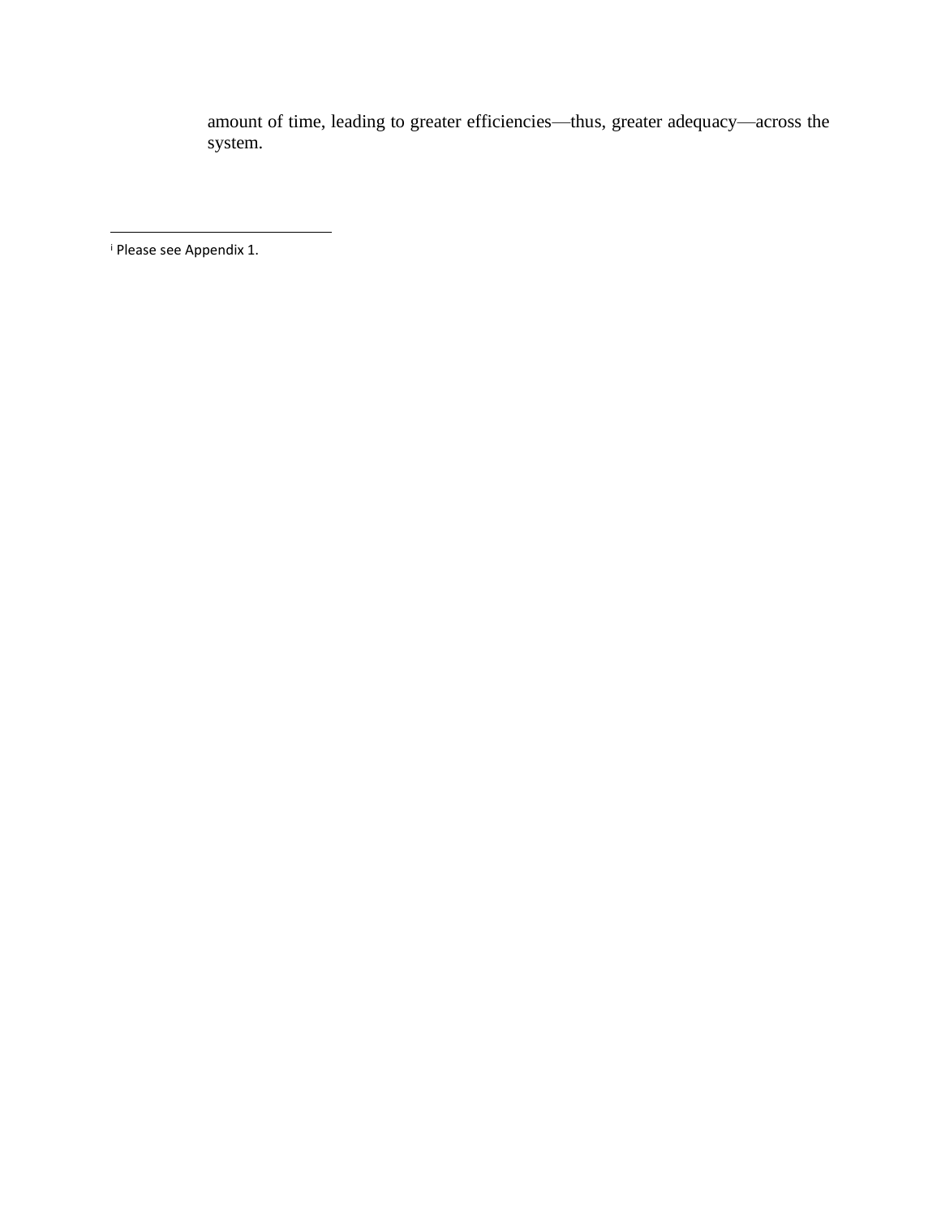amount of time, leading to greater efficiencies—thus, greater adequacy—across the system.

---

[i] Please see Appendix 1.